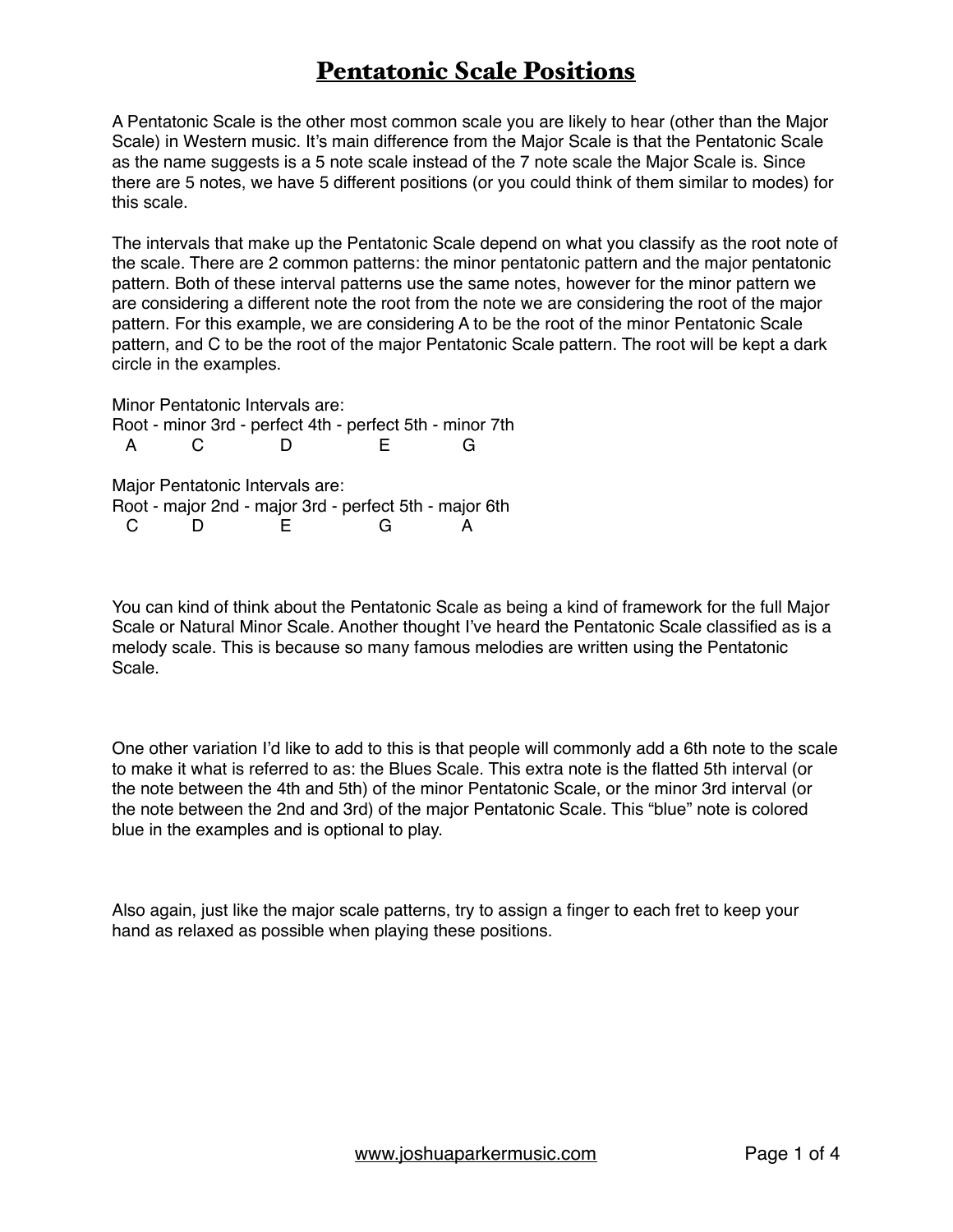# Pentatonic Scale Positions

A Pentatonic Scale is the other most common scale you are likely to hear (other than the Major Scale) in Western music. It's main difference from the Major Scale is that the Pentatonic Scale as the name suggests is a 5 note scale instead of the 7 note scale the Major Scale is. Since there are 5 notes, we have 5 different positions (or you could think of them similar to modes) for this scale.

The intervals that make up the Pentatonic Scale depend on what you classify as the root note of the scale. There are 2 common patterns: the minor pentatonic pattern and the major pentatonic pattern. Both of these interval patterns use the same notes, however for the minor pattern we are considering a different note the root from the note we are considering the root of the major pattern. For this example, we are considering A to be the root of the minor Pentatonic Scale pattern, and C to be the root of the major Pentatonic Scale pattern. The root will be kept a dark circle in the examples.

Minor Pentatonic Intervals are:

| Root | minor 3rd | perfect 4th | perfect 5th | minor 7th |
|---|---|---|---|---|
| A | C | D | E | G |

Major Pentatonic Intervals are:

| Root | major 2nd | major 3rd | perfect 5th | major 6th |
|---|---|---|---|---|
| C | D | E | G | A |

You can kind of think about the Pentatonic Scale as being a kind of framework for the full Major Scale or Natural Minor Scale. Another thought I've heard the Pentatonic Scale classified as is a melody scale. This is because so many famous melodies are written using the Pentatonic Scale.

One other variation I'd like to add to this is that people will commonly add a 6th note to the scale to make it what is referred to as: the Blues Scale. This extra note is the flatted 5th interval (or the note between the 4th and 5th) of the minor Pentatonic Scale, or the minor 3rd interval (or the note between the 2nd and 3rd) of the major Pentatonic Scale. This "blue" note is colored blue in the examples and is optional to play.

Also again, just like the major scale patterns, try to assign a finger to each fret to keep your hand as relaxed as possible when playing these positions.

www.joshuaparkermusic.com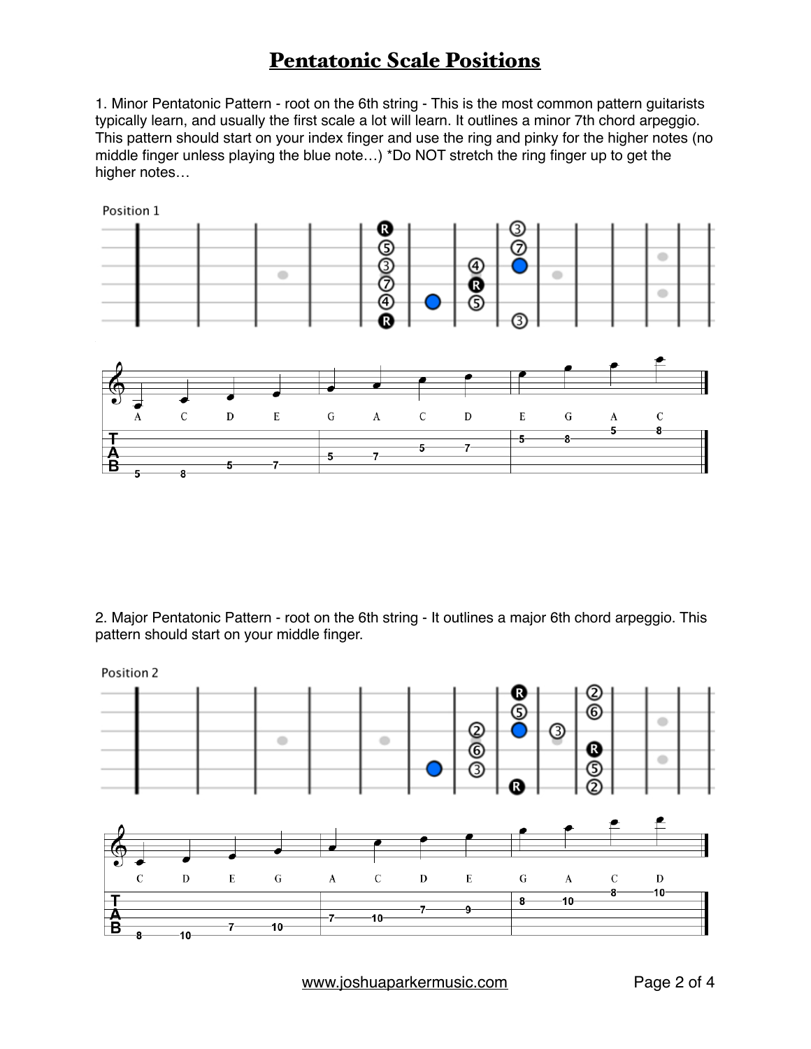# Pentatonic Scale Positions

1. Minor Pentatonic Pattern - root on the 6th string - This is the most common pattern guitarists typically learn, and usually the first scale a lot will learn. It outlines a minor 7th chord arpeggio. This pattern should start on your index finger and use the ring and pinky for the higher notes (no middle finger unless playing the blue note…) *Do NOT stretch the ring finger up to get the higher notes…

Position 1

2. Major Pentatonic Pattern - root on the 6th string - It outlines a major 6th chord arpeggio. This pattern should start on your middle finger.

Position 2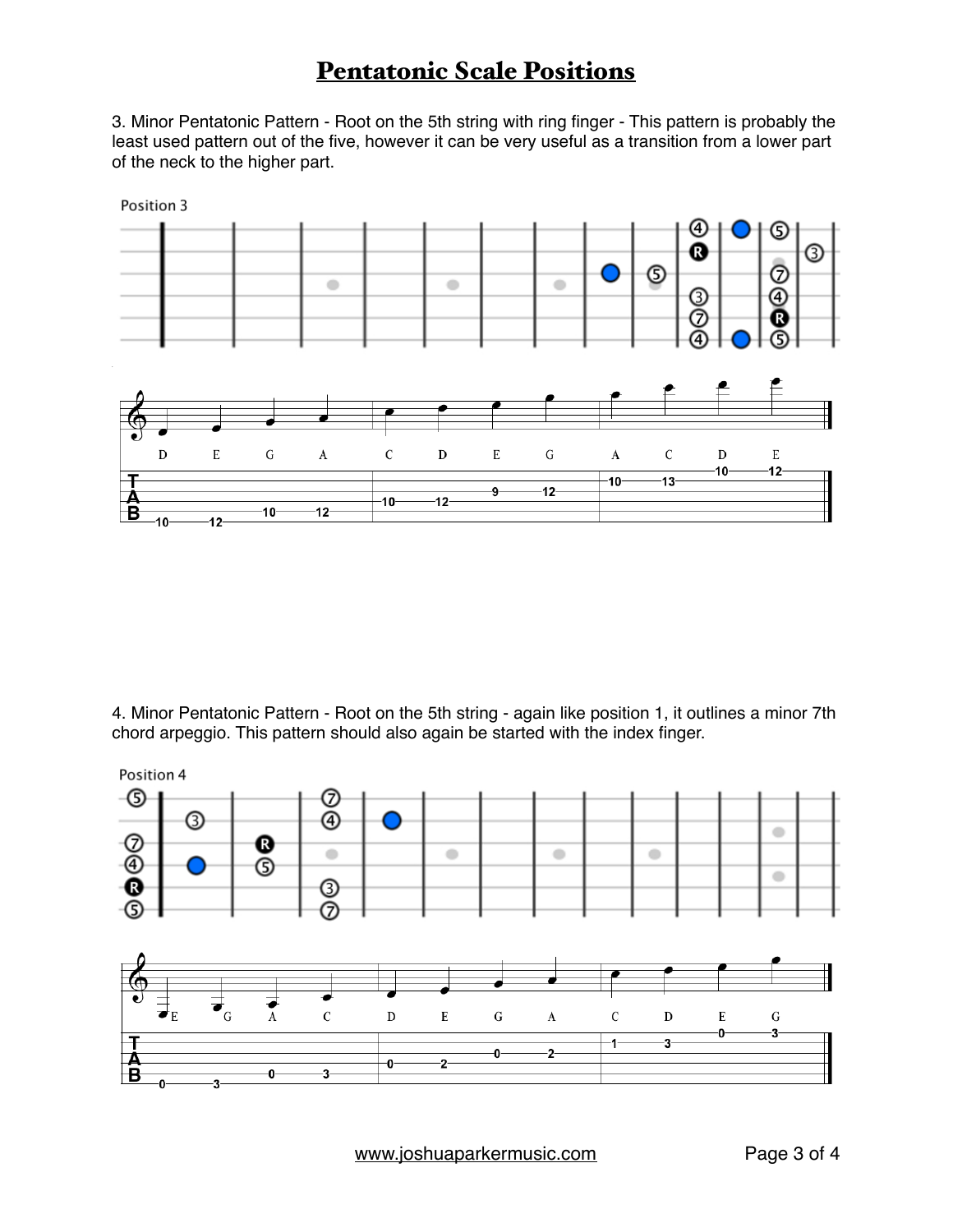# Pentatonic Scale Positions

3. Minor Pentatonic Pattern - Root on the 5th string with ring finger - This pattern is probably the least used pattern out of the five, however it can be very useful as a transition from a lower part of the neck to the higher part.

Position 3

4. Minor Pentatonic Pattern - Root on the 5th string - again like position 1, it outlines a minor 7th chord arpeggio. This pattern should also again be started with the index finger.

Position 4

www.joshuaparkermusic.com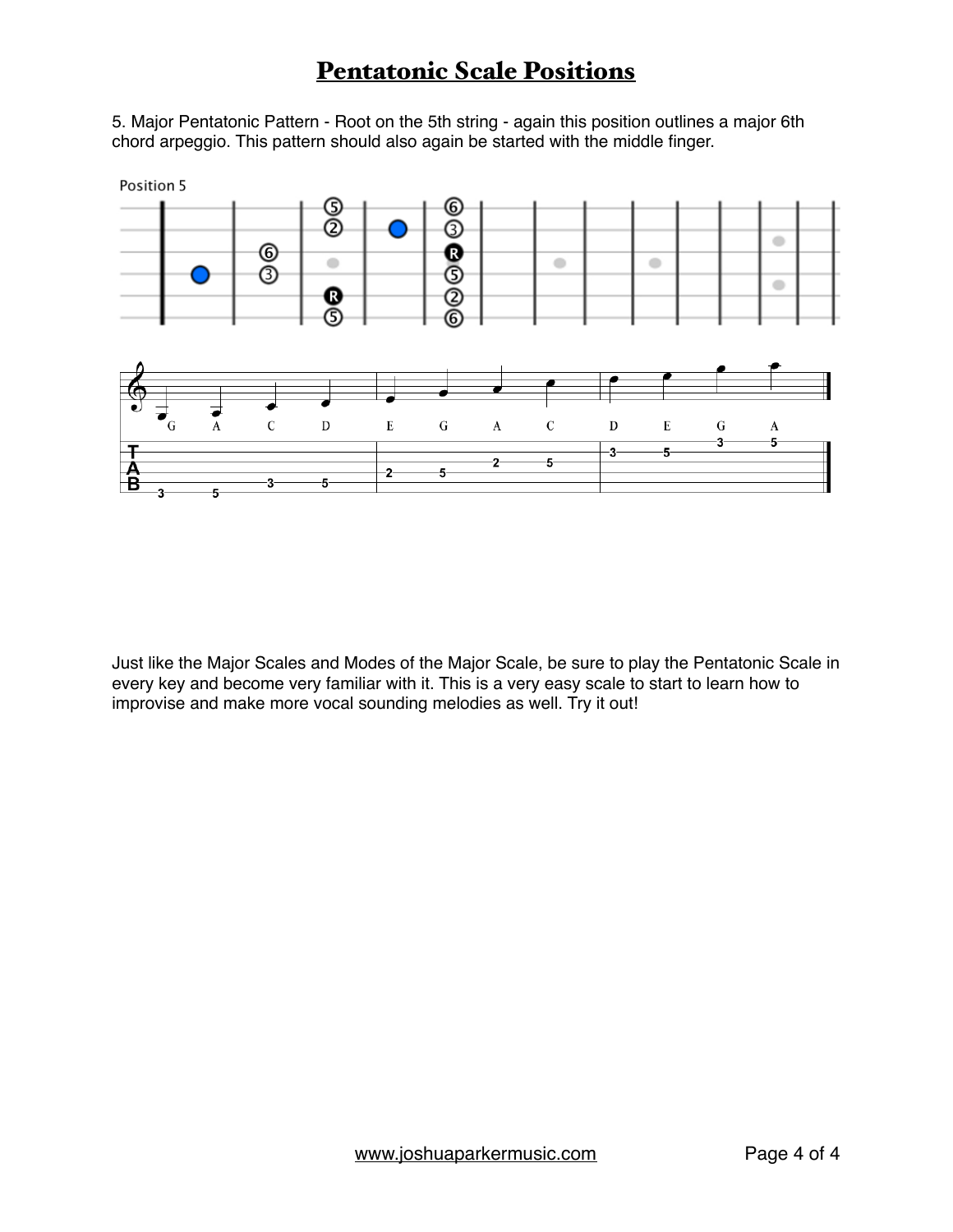# Pentatonic Scale Positions

5. Major Pentatonic Pattern - Root on the 5th string - again this position outlines a major 6th chord arpeggio. This pattern should also again be started with the middle finger.

Position 5

Just like the Major Scales and Modes of the Major Scale, be sure to play the Pentatonic Scale in every key and become very familiar with it. This is a very easy scale to start to learn how to improvise and make more vocal sounding melodies as well. Try it out!

www.joshuaparkermusic.com